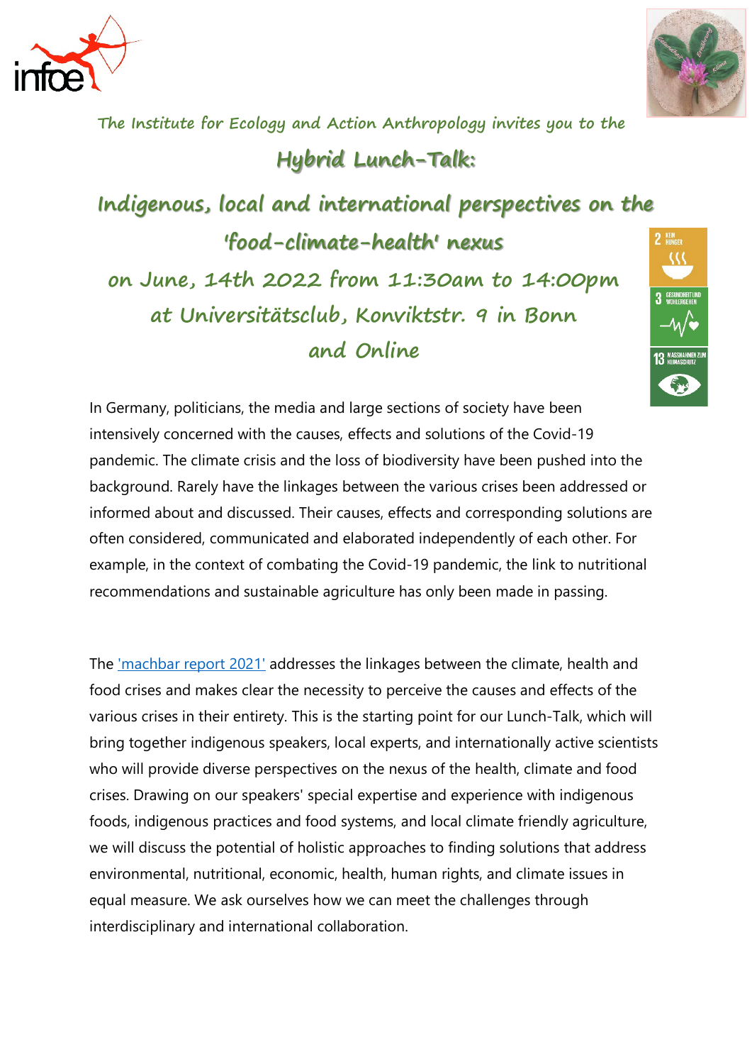The Institute for Ecology and Action Anthropology invites you to the

# Hybrid Lunch-Talk:

# Indigenous, local and international perspectives on the 'food-climate-health' nexus

## on June, 14th 2022 from 11:30am to 14:00pm at Universitätsclub, Konviktstr. 9 in Bonn and Online

In Germany, politicians, the media and large sections of society have been intensively concerned with the causes, effects and solutions of the Covid-19 pandemic. The climate crisis and the loss of biodiversity have been pushed into the background. Rarely have the linkages between the various crises been addressed or informed about and discussed. Their causes, effects and corresponding solutions are often considered, communicated and elaborated independently of each other. For example, in the context of combating the Covid-19 pandemic, the link to nutritional recommendations and sustainable agriculture has only been made in passing.

The 'machbar report 2021' addresses the linkages between the climate, health and food crises and makes clear the necessity to perceive the causes and effects of the various crises in their entirety. This is the starting point for our Lunch-Talk, which will bring together indigenous speakers, local experts, and internationally active scientists who will provide diverse perspectives on the nexus of the health, climate and food crises. Drawing on our speakers' special expertise and experience with indigenous foods, indigenous practices and food systems, and local climate friendly agriculture, we will discuss the potential of holistic approaches to finding solutions that address environmental, nutritional, economic, health, human rights, and climate issues in equal measure. We ask ourselves how we can meet the challenges through interdisciplinary and international collaboration.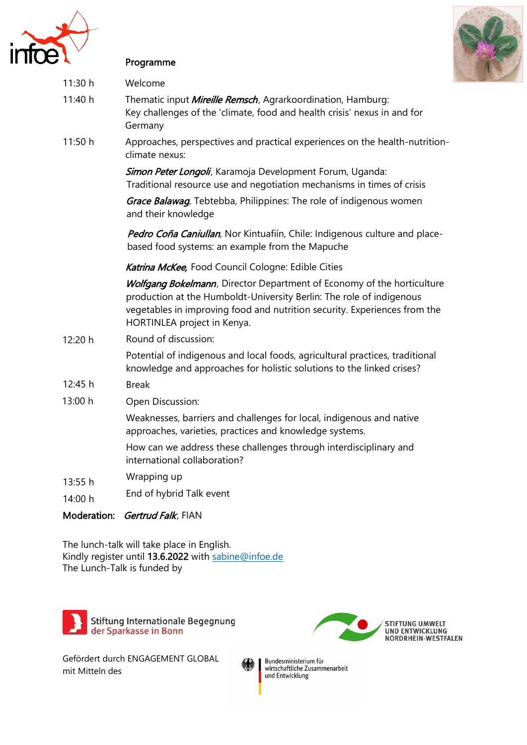## Programme

11:30 h Welcome

11:40 h Thematic input ***Mireille Remsch***, Agrarkoordination, Hamburg: Key challenges of the 'climate, food and health crisis' nexus in and for Germany

11:50 h Approaches, perspectives and practical experiences on the health-nutrition-climate nexus:

***Simon Peter Longoli***, Karamoja Development Forum, Uganda: Traditional resource use and negotiation mechanisms in times of crisis

***Grace Balawag***, Tebtebba, Philippines: The role of indigenous women and their knowledge

***Pedro Coña Caniullan***, Nor Kintuafiín, Chile: Indigenous culture and place-based food systems: an example from the Mapuche

***Katrina McKee,*** Food Council Cologne: Edible Cities

***Wolfgang Bokelmann***, Director Department of Economy of the horticulture production at the Humboldt-University Berlin: The role of indigenous vegetables in improving food and nutrition security. Experiences from the HORTINLEA project in Kenya.

12:20 h Round of discussion:

Potential of indigenous and local foods, agricultural practices, traditional knowledge and approaches for holistic solutions to the linked crises?

12:45 h Break

13:00 h Open Discussion:

Weaknesses, barriers and challenges for local, indigenous and native approaches, varieties, practices and knowledge systems.

How can we address these challenges through interdisciplinary and international collaboration?

13:55 h Wrapping up

14:00 h End of hybrid Talk event

**Moderation:** ***Gertrud Falk***, FIAN

The lunch-talk will take place in English.
Kindly register until 13.6.2022 with sabine@infoe.de
The Lunch-Talk is funded by

Stiftung Internationale Begegnung der Sparkasse in Bonn

STIFTUNG UMWELT UND ENTWICKLUNG NORDRHEIN-WESTFALEN

Gefördert durch ENGAGEMENT GLOBAL mit Mitteln des

Bundesministerium für wirtschaftliche Zusammenarbeit und Entwicklung